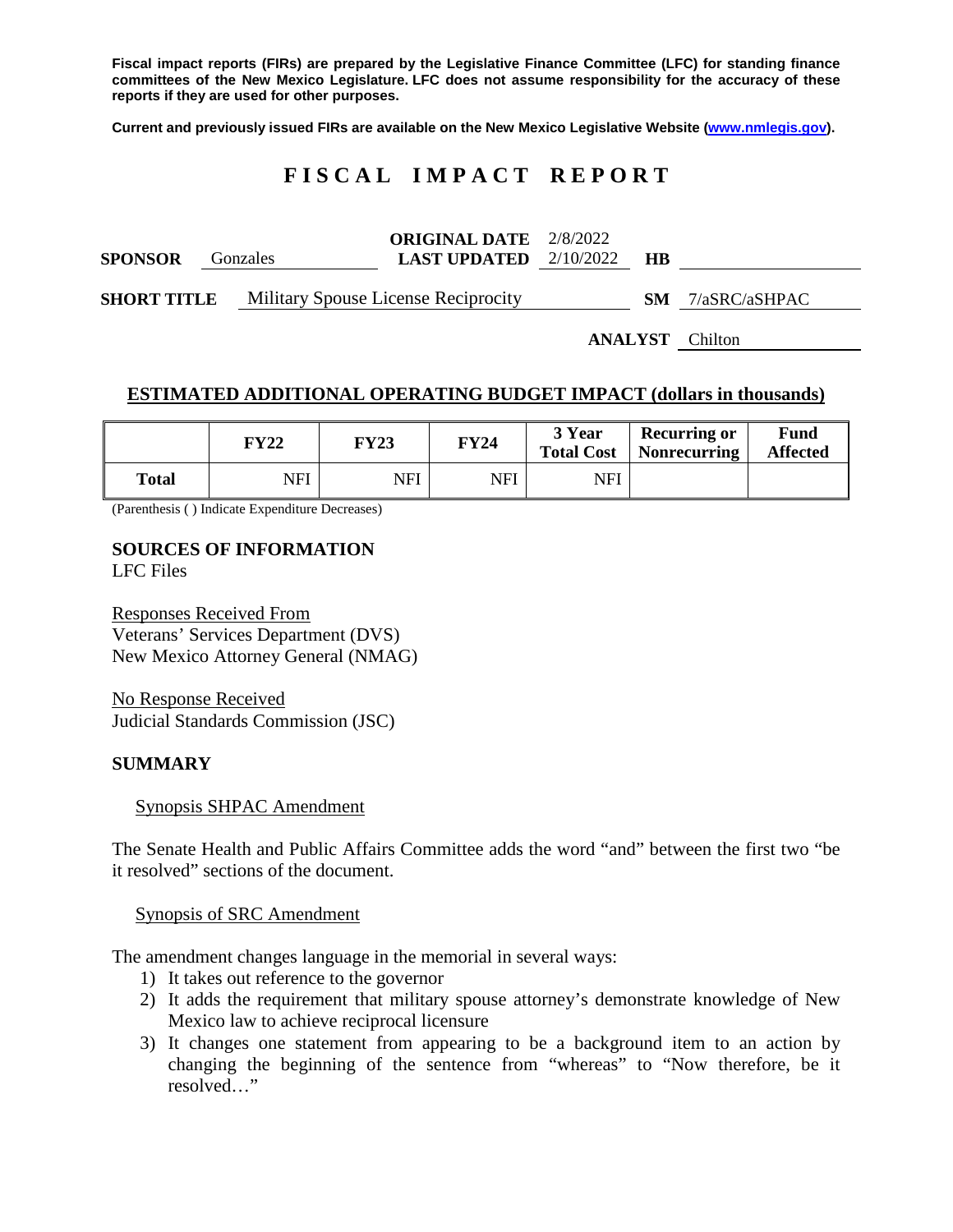Fiscal impact reports (FIRs) are prepared by the Legislative Finance Committee (LFC) for standing finance committees of the New Mexico Legislature. LFC does not assume responsibility for the accuracy of these reports if they are used for other purposes.

Current and previously issued FIRs are available on the New Mexico Legislative Website (www.nmlegis.gov).

# FISCAL IMPACT REPORT

**SPONSOR** Gonzales **ORIGINAL DATE** 2/8/2022 **LAST UPDATED** 2/10/2022 **HB**

**SHORT TITLE** Military Spouse License Reciprocity **SM** 7/aSRC/aSHPAC

**ANALYST** Chilton

## ESTIMATED ADDITIONAL OPERATING BUDGET IMPACT (dollars in thousands)

| | FY22 | FY23 | FY24 | 3 Year Total Cost | Recurring or Nonrecurring | Fund Affected |
|---|---|---|---|---|---|---|
| **Total** | NFI | NFI | NFI | NFI | | |

(Parenthesis ( ) Indicate Expenditure Decreases)

**SOURCES OF INFORMATION**
LFC Files

Responses Received From
Veterans' Services Department (DVS)
New Mexico Attorney General (NMAG)

No Response Received
Judicial Standards Commission (JSC)

**SUMMARY**

Synopsis SHPAC Amendment

The Senate Health and Public Affairs Committee adds the word "and" between the first two "be it resolved" sections of the document.

Synopsis of SRC Amendment

The amendment changes language in the memorial in several ways:

1) It takes out reference to the governor
2) It adds the requirement that military spouse attorney's demonstrate knowledge of New Mexico law to achieve reciprocal licensure
3) It changes one statement from appearing to be a background item to an action by changing the beginning of the sentence from "whereas" to "Now therefore, be it resolved…"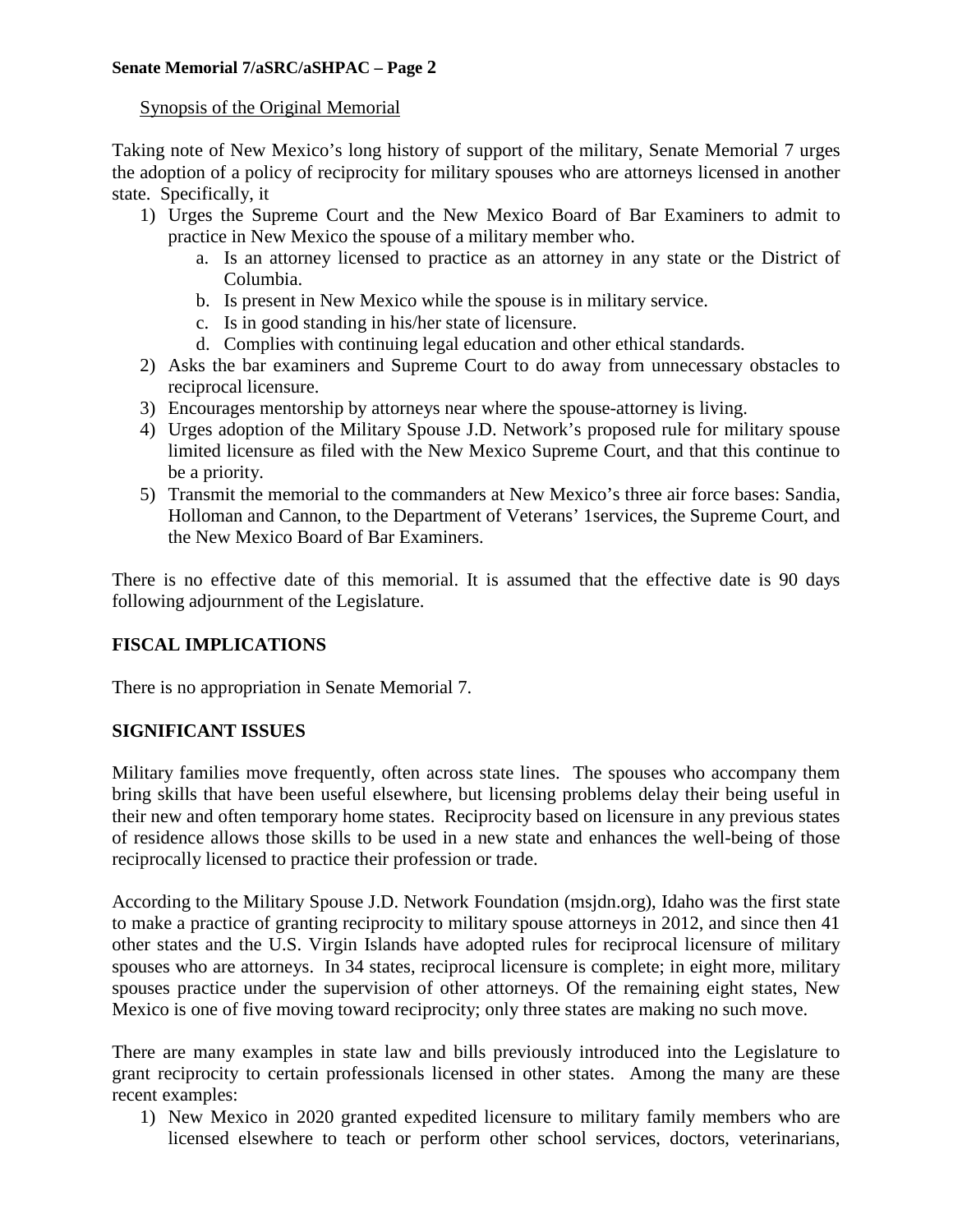Synopsis of the Original Memorial

Taking note of New Mexico's long history of support of the military, Senate Memorial 7 urges the adoption of a policy of reciprocity for military spouses who are attorneys licensed in another state. Specifically, it

1) Urges the Supreme Court and the New Mexico Board of Bar Examiners to admit to practice in New Mexico the spouse of a military member who.
   a. Is an attorney licensed to practice as an attorney in any state or the District of Columbia.
   b. Is present in New Mexico while the spouse is in military service.
   c. Is in good standing in his/her state of licensure.
   d. Complies with continuing legal education and other ethical standards.
2) Asks the bar examiners and Supreme Court to do away from unnecessary obstacles to reciprocal licensure.
3) Encourages mentorship by attorneys near where the spouse-attorney is living.
4) Urges adoption of the Military Spouse J.D. Network's proposed rule for military spouse limited licensure as filed with the New Mexico Supreme Court, and that this continue to be a priority.
5) Transmit the memorial to the commanders at New Mexico's three air force bases: Sandia, Holloman and Cannon, to the Department of Veterans' 1services, the Supreme Court, and the New Mexico Board of Bar Examiners.

There is no effective date of this memorial. It is assumed that the effective date is 90 days following adjournment of the Legislature.

**FISCAL IMPLICATIONS**

There is no appropriation in Senate Memorial 7.

**SIGNIFICANT ISSUES**

Military families move frequently, often across state lines. The spouses who accompany them bring skills that have been useful elsewhere, but licensing problems delay their being useful in their new and often temporary home states. Reciprocity based on licensure in any previous states of residence allows those skills to be used in a new state and enhances the well-being of those reciprocally licensed to practice their profession or trade.

According to the Military Spouse J.D. Network Foundation (msjdn.org), Idaho was the first state to make a practice of granting reciprocity to military spouse attorneys in 2012, and since then 41 other states and the U.S. Virgin Islands have adopted rules for reciprocal licensure of military spouses who are attorneys. In 34 states, reciprocal licensure is complete; in eight more, military spouses practice under the supervision of other attorneys. Of the remaining eight states, New Mexico is one of five moving toward reciprocity; only three states are making no such move.

There are many examples in state law and bills previously introduced into the Legislature to grant reciprocity to certain professionals licensed in other states. Among the many are these recent examples:

1) New Mexico in 2020 granted expedited licensure to military family members who are licensed elsewhere to teach or perform other school services, doctors, veterinarians,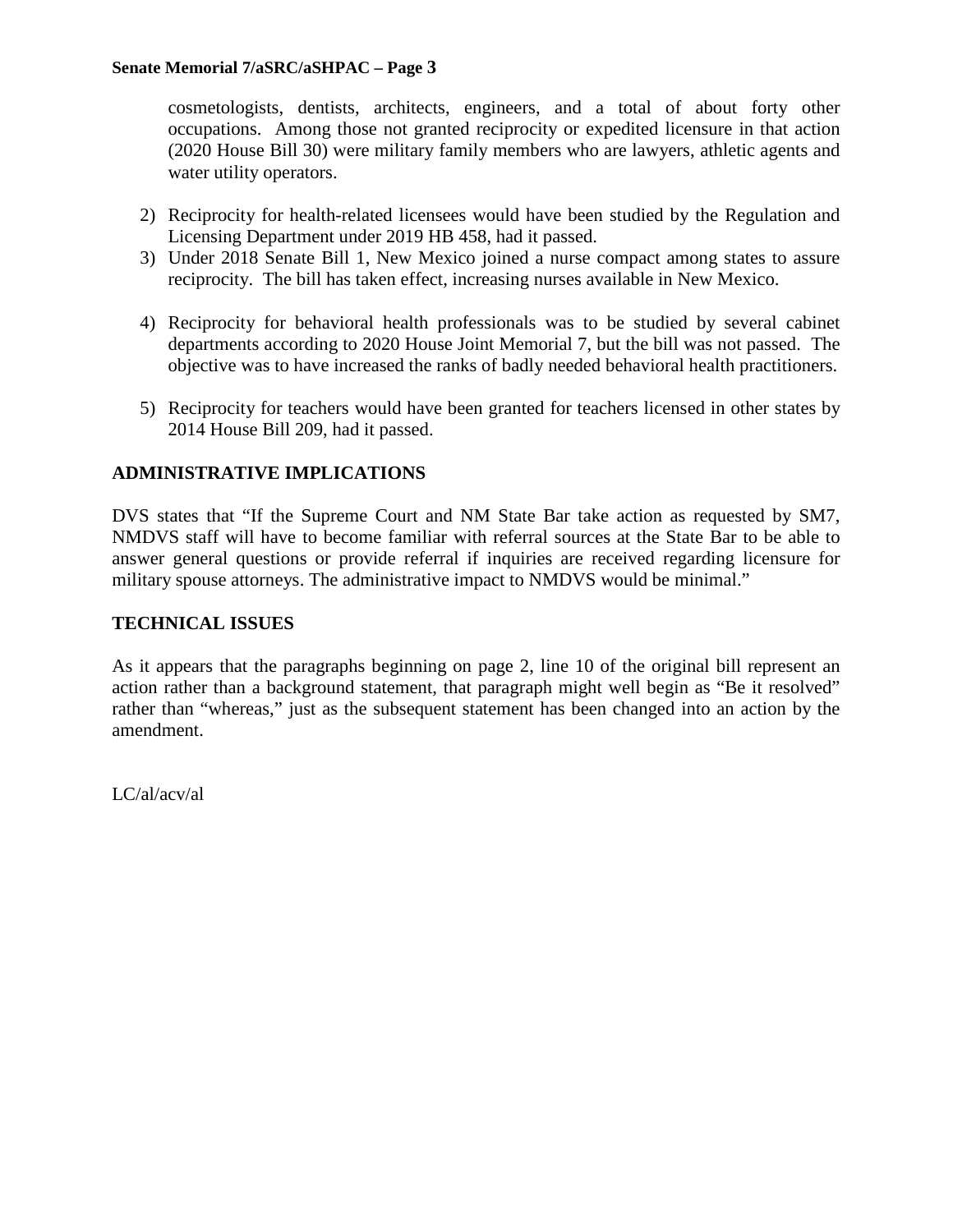cosmetologists, dentists, architects, engineers, and a total of about forty other occupations. Among those not granted reciprocity or expedited licensure in that action (2020 House Bill 30) were military family members who are lawyers, athletic agents and water utility operators.

2) Reciprocity for health-related licensees would have been studied by the Regulation and Licensing Department under 2019 HB 458, had it passed.
3) Under 2018 Senate Bill 1, New Mexico joined a nurse compact among states to assure reciprocity. The bill has taken effect, increasing nurses available in New Mexico.
4) Reciprocity for behavioral health professionals was to be studied by several cabinet departments according to 2020 House Joint Memorial 7, but the bill was not passed. The objective was to have increased the ranks of badly needed behavioral health practitioners.
5) Reciprocity for teachers would have been granted for teachers licensed in other states by 2014 House Bill 209, had it passed.

**ADMINISTRATIVE IMPLICATIONS**

DVS states that "If the Supreme Court and NM State Bar take action as requested by SM7, NMDVS staff will have to become familiar with referral sources at the State Bar to be able to answer general questions or provide referral if inquiries are received regarding licensure for military spouse attorneys. The administrative impact to NMDVS would be minimal."

**TECHNICAL ISSUES**

As it appears that the paragraphs beginning on page 2, line 10 of the original bill represent an action rather than a background statement, that paragraph might well begin as "Be it resolved" rather than "whereas," just as the subsequent statement has been changed into an action by the amendment.

LC/al/acv/al